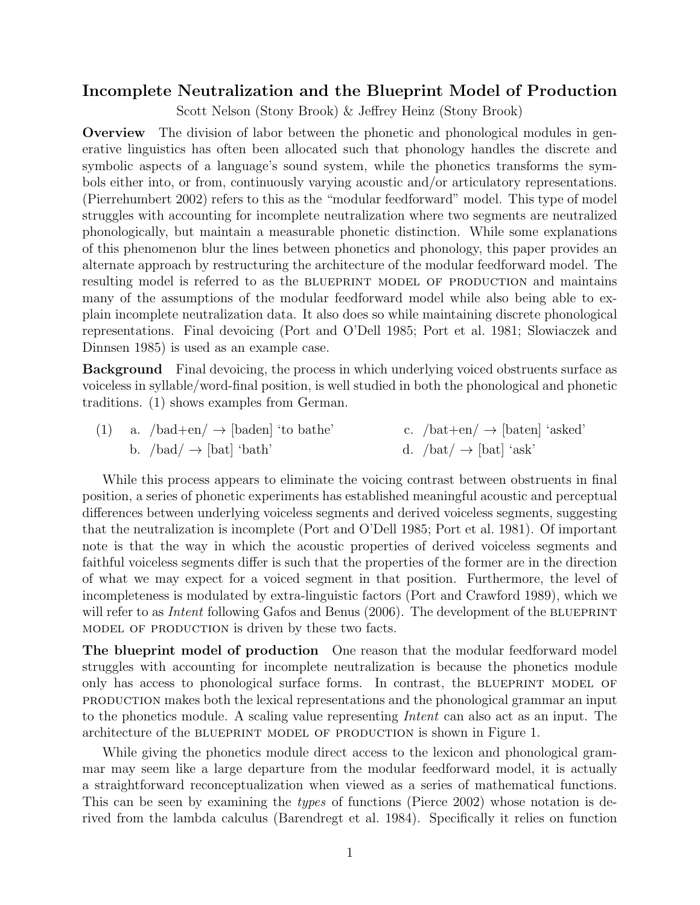# Incomplete Neutralization and the Blueprint Model of Production

Scott Nelson (Stony Brook) & Jeffrey Heinz (Stony Brook)

**Overview** The division of labor between the phonetic and phonological modules in generative linguistics has often been allocated such that phonology handles the discrete and symbolic aspects of a language's sound system, while the phonetics transforms the symbols either into, or from, continuously varying acoustic and/or articulatory representations. (Pierrehumbert 2002) refers to this as the "modular feedforward" model. This type of model struggles with accounting for incomplete neutralization where two segments are neutralized phonologically, but maintain a measurable phonetic distinction. While some explanations of this phenomenon blur the lines between phonetics and phonology, this paper provides an alternate approach by restructuring the architecture of the modular feedforward model. The resulting model is referred to as the BLUEPRINT MODEL OF PRODUCTION and maintains many of the assumptions of the modular feedforward model while also being able to explain incomplete neutralization data. It also does so while maintaining discrete phonological representations. Final devoicing (Port and O'Dell 1985; Port et al. 1981; Slowiaczek and Dinnsen 1985) is used as an example case.

**Background** Final devoicing, the process in which underlying voiced obstruents surface as voiceless in syllable/word-final position, is well studied in both the phonological and phonetic traditions. (1) shows examples from German.

(1) a. /bad+en/ → [baden] 'to bathe'  
 b. /bad/ → [bat] 'bath'  
 c. /bat+en/ → [baten] 'asked'  
 d. /bat/ → [bat] 'ask'

While this process appears to eliminate the voicing contrast between obstruents in final position, a series of phonetic experiments has established meaningful acoustic and perceptual differences between underlying voiceless segments and derived voiceless segments, suggesting that the neutralization is incomplete (Port and O'Dell 1985; Port et al. 1981). Of important note is that the way in which the acoustic properties of derived voiceless segments and faithful voiceless segments differ is such that the properties of the former are in the direction of what we may expect for a voiced segment in that position. Furthermore, the level of incompleteness is modulated by extra-linguistic factors (Port and Crawford 1989), which we will refer to as *Intent* following Gafos and Benus (2006). The development of the BLUEPRINT MODEL OF PRODUCTION is driven by these two facts.

**The blueprint model of production** One reason that the modular feedforward model struggles with accounting for incomplete neutralization is because the phonetics module only has access to phonological surface forms. In contrast, the BLUEPRINT MODEL OF PRODUCTION makes both the lexical representations and the phonological grammar an input to the phonetics module. A scaling value representing *Intent* can also act as an input. The architecture of the BLUEPRINT MODEL OF PRODUCTION is shown in Figure 1.

While giving the phonetics module direct access to the lexicon and phonological grammar may seem like a large departure from the modular feedforward model, it is actually a straightforward reconceptualization when viewed as a series of mathematical functions. This can be seen by examining the *types* of functions (Pierce 2002) whose notation is derived from the lambda calculus (Barendregt et al. 1984). Specifically it relies on function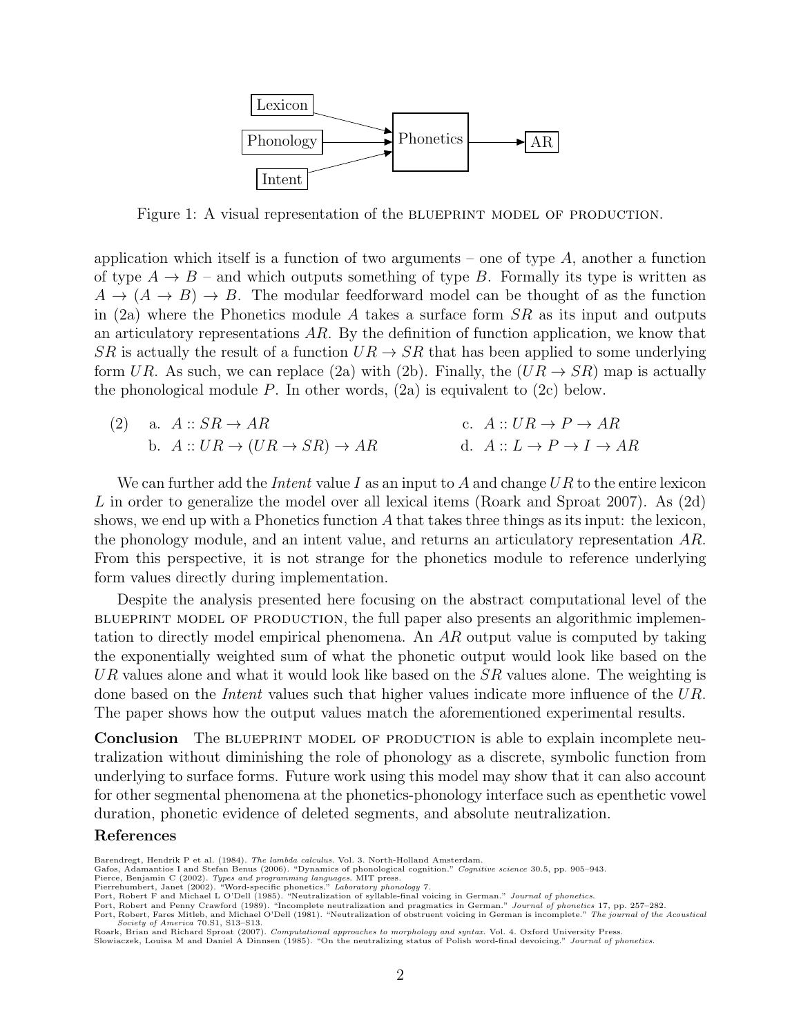Lexicon

Phonology

Intent

Phonetics

AR

Figure 1: A visual representation of the BLUEPRINT MODEL OF PRODUCTION.

application which itself is a function of two arguments – one of type $A$, another a function of type $A \to B$ – and which outputs something of type $B$. Formally its type is written as $A \to (A \to B) \to B$. The modular feedforward model can be thought of as the function in (2a) where the Phonetics module $A$ takes a surface form $SR$ as its input and outputs an articulatory representations $AR$. By the definition of function application, we know that $SR$ is actually the result of a function $UR \to SR$ that has been applied to some underlying form $UR$. As such, we can replace (2a) with (2b). Finally, the $(UR \to SR)$ map is actually the phonological module $P$. In other words, (2a) is equivalent to (2c) below.

(2)
a. $A :: SR \to AR$
b. $A :: UR \to (UR \to SR) \to AR$
c. $A :: UR \to P \to AR$
d. $A :: L \to P \to I \to AR$

We can further add the *Intent* value $I$ as an input to $A$ and change $UR$ to the entire lexicon $L$ in order to generalize the model over all lexical items (Roark and Sproat 2007). As (2d) shows, we end up with a Phonetics function $A$ that takes three things as its input: the lexicon, the phonology module, and an intent value, and returns an articulatory representation $AR$. From this perspective, it is not strange for the phonetics module to reference underlying form values directly during implementation.

Despite the analysis presented here focusing on the abstract computational level of the BLUEPRINT MODEL OF PRODUCTION, the full paper also presents an algorithmic implementation to directly model empirical phenomena. An $AR$ output value is computed by taking the exponentially weighted sum of what the phonetic output would look like based on the $UR$ values alone and what it would look like based on the $SR$ values alone. The weighting is done based on the *Intent* values such that higher values indicate more influence of the $UR$. The paper shows how the output values match the aforementioned experimental results.

**Conclusion** The BLUEPRINT MODEL OF PRODUCTION is able to explain incomplete neutralization without diminishing the role of phonology as a discrete, symbolic function from underlying to surface forms. Future work using this model may show that it can also account for other segmental phenomena at the phonetics-phonology interface such as epenthetic vowel duration, phonetic evidence of deleted segments, and absolute neutralization.

## References

Barendregt, Hendrik P et al. (1984). *The lambda calculus*. Vol. 3. North-Holland Amsterdam.
Gafos, Adamantios I and Stefan Benus (2006). "Dynamics of phonological cognition." *Cognitive science* 30.5, pp. 905–943.
Pierce, Benjamin C (2002). *Types and programming languages*. MIT press.
Pierrehumbert, Janet (2002). "Word-specific phonetics." *Laboratory phonology* 7.
Port, Robert F and Michael L O'Dell (1985). "Neutralization of syllable-final voicing in German." *Journal of phonetics*.
Port, Robert and Penny Crawford (1989). "Incomplete neutralization and pragmatics in German." *Journal of phonetics* 17, pp. 257–282.
Port, Robert, Fares Mitleb, and Michael O'Dell (1981). "Neutralization of obstruent voicing in German is incomplete." *The journal of the Acoustical Society of America* 70.S1, S13–S13.
Roark, Brian and Richard Sproat (2007). *Computational approaches to morphology and syntax*. Vol. 4. Oxford University Press.
Slowiaczek, Louisa M and Daniel A Dinnsen (1985). "On the neutralizing status of Polish word-final devoicing." *Journal of phonetics*.